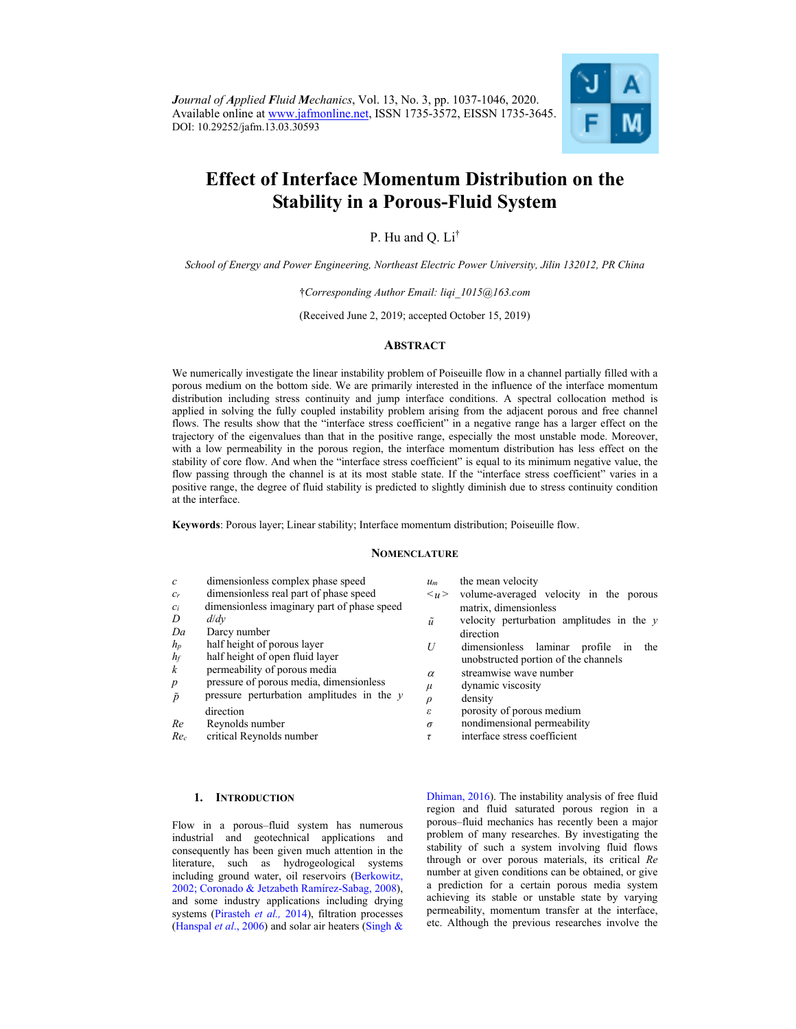*Journal of Applied Fluid Mechanics*, Vol. 13, No. 3, pp. 1037-1046, 2020.
Available online at www.jafmonline.net, ISSN 1735-3572, EISSN 1735-3645.
DOI: 10.29252/jafm.13.03.30593

# Effect of Interface Momentum Distribution on the Stability in a Porous-Fluid System

P. Hu and Q. Li†

*School of Energy and Power Engineering, Northeast Electric Power University, Jilin 132012, PR China*

†*Corresponding Author Email: liqi_1015@163.com*

(Received June 2, 2019; accepted October 15, 2019)

## ABSTRACT

We numerically investigate the linear instability problem of Poiseuille flow in a channel partially filled with a porous medium on the bottom side. We are primarily interested in the influence of the interface momentum distribution including stress continuity and jump interface conditions. A spectral collocation method is applied in solving the fully coupled instability problem arising from the adjacent porous and free channel flows. The results show that the "interface stress coefficient" in a negative range has a larger effect on the trajectory of the eigenvalues than that in the positive range, especially the most unstable mode. Moreover, with a low permeability in the porous region, the interface momentum distribution has less effect on the stability of core flow. And when the "interface stress coefficient" is equal to its minimum negative value, the flow passing through the channel is at its most stable state. If the "interface stress coefficient" varies in a positive range, the degree of fluid stability is predicted to slightly diminish due to stress continuity condition at the interface.

**Keywords**: Porous layer; Linear stability; Interface momentum distribution; Poiseuille flow.

## NOMENCLATURE

| | | | |
|---|---|---|---|
| $c$ | dimensionless complex phase speed | $u_m$ | the mean velocity |
| $c_r$ | dimensionless real part of phase speed | $<u>$ | volume-averaged velocity in the porous matrix, dimensionless |
| $c_i$ | dimensionless imaginary part of phase speed | $\tilde{u}$ | velocity perturbation amplitudes in the $y$ direction |
| $D$ | $d/dy$ | $U$ | dimensionless laminar profile in the unobstructed portion of the channels |
| $Da$ | Darcy number | $\alpha$ | streamwise wave number |
| $h_p$ | half height of porous layer | $\mu$ | dynamic viscosity |
| $h_f$ | half height of open fluid layer | $\rho$ | density |
| $k$ | permeability of porous media | $\varepsilon$ | porosity of porous medium |
| $p$ | pressure of porous media, dimensionless | $\sigma$ | nondimensional permeability |
| $\tilde{p}$ | pressure perturbation amplitudes in the $y$ direction | $\tau$ | interface stress coefficient |
| $Re$ | Reynolds number | | |
| $Re_c$ | critical Reynolds number | | |

## 1. INTRODUCTION

Flow in a porous–fluid system has numerous industrial and geotechnical applications and consequently has been given much attention in the literature, such as hydrogeological systems including ground water, oil reservoirs (Berkowitz, 2002; Coronado & Jetzabeth Ramírez-Sabag, 2008), and some industry applications including drying systems (Pirasteh *et al.,* 2014), filtration processes (Hanspal *et al*., 2006) and solar air heaters (Singh & Dhiman, 2016). The instability analysis of free fluid region and fluid saturated porous region in a porous–fluid mechanics has recently been a major problem of many researches. By investigating the stability of such a system involving fluid flows through or over porous materials, its critical *Re* number at given conditions can be obtained, or give a prediction for a certain porous media system achieving its stable or unstable state by varying permeability, momentum transfer at the interface, etc. Although the previous researches involve the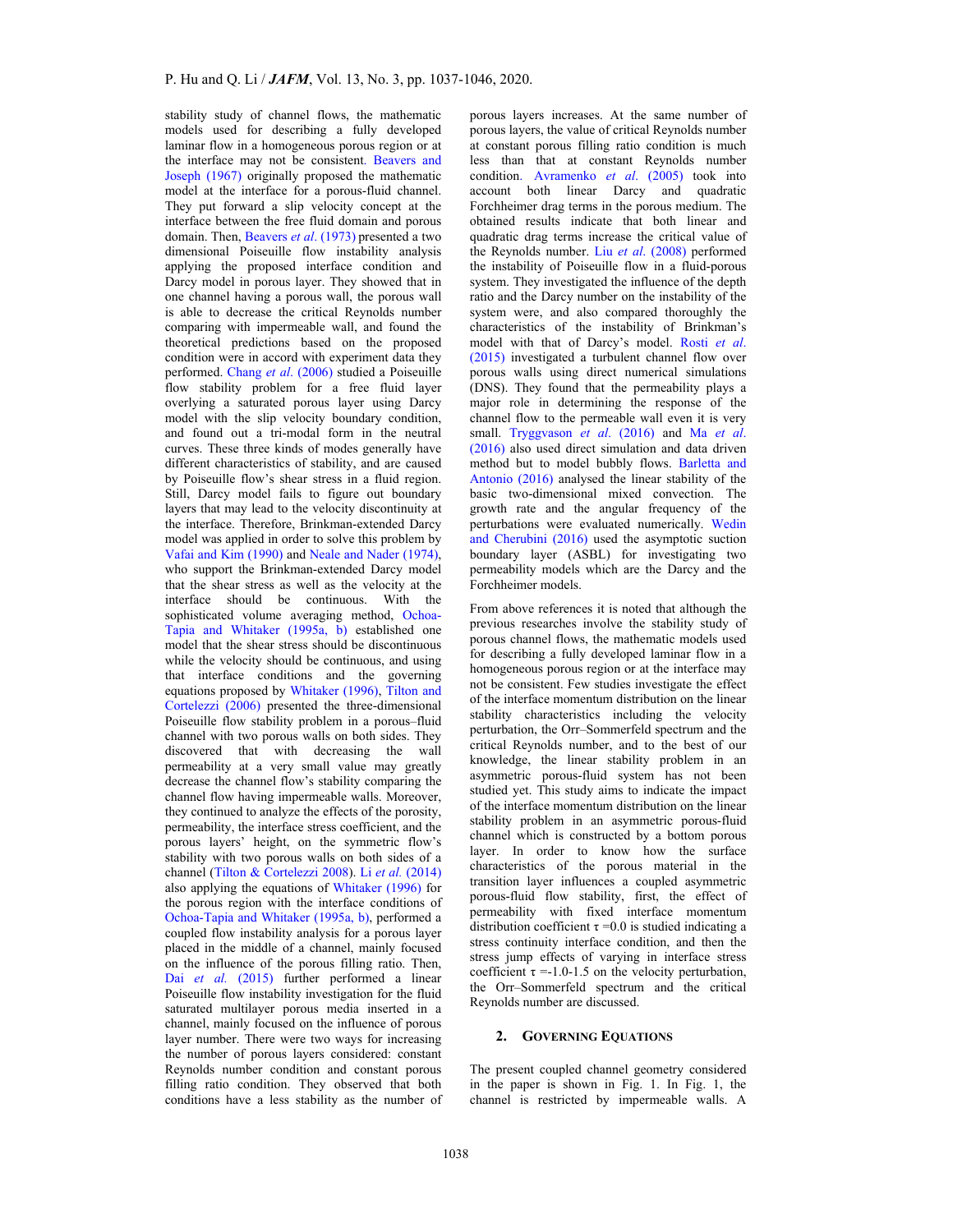stability study of channel flows, the mathematic models used for describing a fully developed laminar flow in a homogeneous porous region or at the interface may not be consistent. Beavers and Joseph (1967) originally proposed the mathematic model at the interface for a porous-fluid channel. They put forward a slip velocity concept at the interface between the free fluid domain and porous domain. Then, Beavers *et al*. (1973) presented a two dimensional Poiseuille flow instability analysis applying the proposed interface condition and Darcy model in porous layer. They showed that in one channel having a porous wall, the porous wall is able to decrease the critical Reynolds number comparing with impermeable wall, and found the theoretical predictions based on the proposed condition were in accord with experiment data they performed. Chang *et al*. (2006) studied a Poiseuille flow stability problem for a free fluid layer overlying a saturated porous layer using Darcy model with the slip velocity boundary condition, and found out a tri-modal form in the neutral curves. These three kinds of modes generally have different characteristics of stability, and are caused by Poiseuille flow's shear stress in a fluid region. Still, Darcy model fails to figure out boundary layers that may lead to the velocity discontinuity at the interface. Therefore, Brinkman-extended Darcy model was applied in order to solve this problem by Vafai and Kim (1990) and Neale and Nader (1974), who support the Brinkman-extended Darcy model that the shear stress as well as the velocity at the interface should be continuous. With the sophisticated volume averaging method, Ochoa-Tapia and Whitaker (1995a, b) established one model that the shear stress should be discontinuous while the velocity should be continuous, and using that interface conditions and the governing equations proposed by Whitaker (1996), Tilton and Cortelezzi (2006) presented the three-dimensional Poiseuille flow stability problem in a porous–fluid channel with two porous walls on both sides. They discovered that with decreasing the wall permeability at a very small value may greatly decrease the channel flow's stability comparing the channel flow having impermeable walls. Moreover, they continued to analyze the effects of the porosity, permeability, the interface stress coefficient, and the porous layers' height, on the symmetric flow's stability with two porous walls on both sides of a channel (Tilton & Cortelezzi 2008). Li *et al.* (2014) also applying the equations of Whitaker (1996) for the porous region with the interface conditions of Ochoa-Tapia and Whitaker (1995a, b), performed a coupled flow instability analysis for a porous layer placed in the middle of a channel, mainly focused on the influence of the porous filling ratio. Then, Dai *et al.* (2015) further performed a linear Poiseuille flow instability investigation for the fluid saturated multilayer porous media inserted in a channel, mainly focused on the influence of porous layer number. There were two ways for increasing the number of porous layers considered: constant Reynolds number condition and constant porous filling ratio condition. They observed that both conditions have a less stability as the number of porous layers increases. At the same number of porous layers, the value of critical Reynolds number at constant porous filling ratio condition is much less than that at constant Reynolds number condition. Avramenko *et al*. (2005) took into account both linear Darcy and quadratic Forchheimer drag terms in the porous medium. The obtained results indicate that both linear and quadratic drag terms increase the critical value of the Reynolds number. Liu *et al*. (2008) performed the instability of Poiseuille flow in a fluid-porous system. They investigated the influence of the depth ratio and the Darcy number on the instability of the system were, and also compared thoroughly the characteristics of the instability of Brinkman's model with that of Darcy's model. Rosti *et al*. (2015) investigated a turbulent channel flow over porous walls using direct numerical simulations (DNS). They found that the permeability plays a major role in determining the response of the channel flow to the permeable wall even it is very small. Tryggvason *et al*. (2016) and Ma *et al*. (2016) also used direct simulation and data driven method but to model bubbly flows. Barletta and Antonio (2016) analysed the linear stability of the basic two-dimensional mixed convection. The growth rate and the angular frequency of the perturbations were evaluated numerically. Wedin and Cherubini (2016) used the asymptotic suction boundary layer (ASBL) for investigating two permeability models which are the Darcy and the Forchheimer models.

From above references it is noted that although the previous researches involve the stability study of porous channel flows, the mathematic models used for describing a fully developed laminar flow in a homogeneous porous region or at the interface may not be consistent. Few studies investigate the effect of the interface momentum distribution on the linear stability characteristics including the velocity perturbation, the Orr–Sommerfeld spectrum and the critical Reynolds number, and to the best of our knowledge, the linear stability problem in an asymmetric porous-fluid system has not been studied yet. This study aims to indicate the impact of the interface momentum distribution on the linear stability problem in an asymmetric porous-fluid channel which is constructed by a bottom porous layer. In order to know how the surface characteristics of the porous material in the transition layer influences a coupled asymmetric porous-fluid flow stability, first, the effect of permeability with fixed interface momentum distribution coefficient $\tau$ =0.0 is studied indicating a stress continuity interface condition, and then the stress jump effects of varying in interface stress coefficient $\tau$ =-1.0-1.5 on the velocity perturbation, the Orr–Sommerfeld spectrum and the critical Reynolds number are discussed.

## 2. Governing Equations

The present coupled channel geometry considered in the paper is shown in Fig. 1. In Fig. 1, the channel is restricted by impermeable walls. A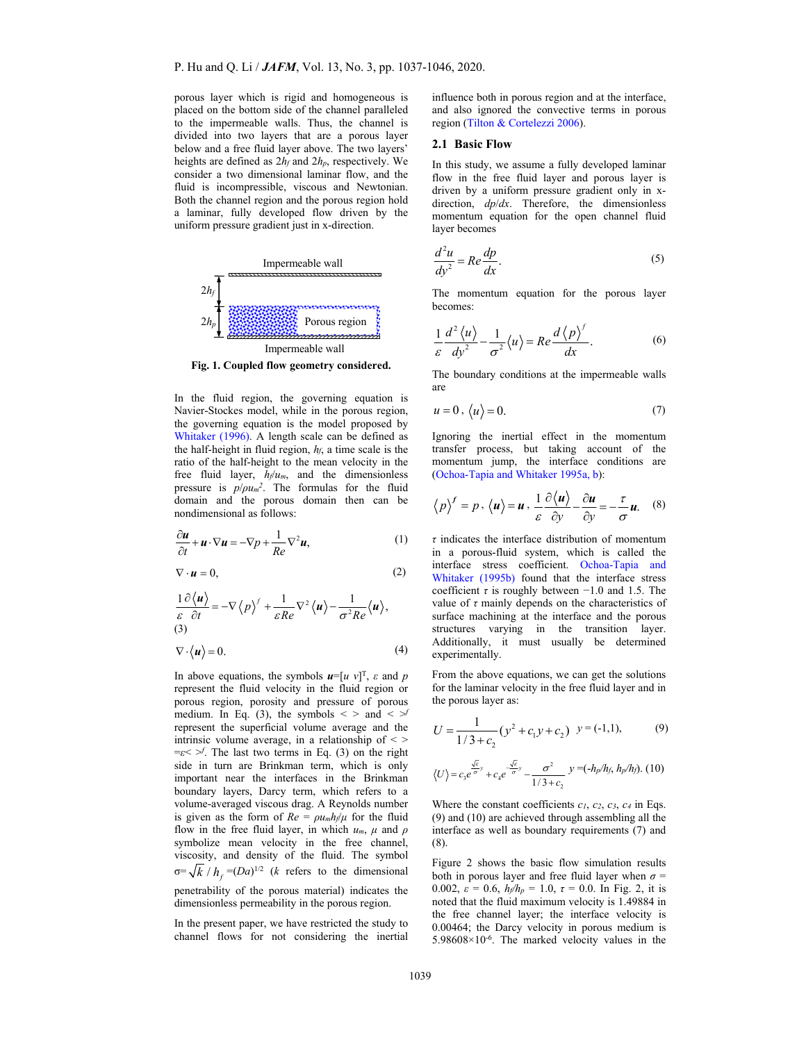porous layer which is rigid and homogeneous is placed on the bottom side of the channel paralleled to the impermeable walls. Thus, the channel is divided into two layers that are a porous layer below and a free fluid layer above. The two layers' heights are defined as $2h_f$ and $2h_p$, respectively. We consider a two dimensional laminar flow, and the fluid is incompressible, viscous and Newtonian. Both the channel region and the porous region hold a laminar, fully developed flow driven by the uniform pressure gradient just in x-direction.

**Fig. 1. Coupled flow geometry considered.**

In the fluid region, the governing equation is Navier-Stokes model, while in the porous region, the governing equation is the model proposed by Whitaker (1996). A length scale can be defined as the half-height in fluid region, $h_f$, a time scale is the ratio of the half-height to the mean velocity in the free fluid layer, $h_f/u_m$, and the dimensionless pressure is $p/\rho u_m^2$. The formulas for the fluid domain and the porous domain then can be nondimensional as follows:

$$\frac{\partial \boldsymbol{u}}{\partial t}+\boldsymbol{u}\cdot\nabla\boldsymbol{u}=-\nabla p+\frac{1}{Re}\nabla^2\boldsymbol{u}, \tag{1}$$

$$\nabla\cdot\boldsymbol{u}=0, \tag{2}$$

$$\frac{1}{\varepsilon}\frac{\partial\langle\boldsymbol{u}\rangle}{\partial t}=-\nabla\langle p\rangle^f+\frac{1}{\varepsilon Re}\nabla^2\langle\boldsymbol{u}\rangle-\frac{1}{\sigma^2 Re}\langle\boldsymbol{u}\rangle, \tag{3}$$

$$\nabla\cdot\langle\boldsymbol{u}\rangle=0. \tag{4}$$

In above equations, the symbols $\boldsymbol{u}=[u\ v]^{\mathrm{T}}$, $\varepsilon$ and $p$ represent the fluid velocity in the fluid region or porous region, porosity and pressure of porous medium. In Eq. (3), the symbols $<\ >$ and $<\ >^f$ represent the superficial volume average and the intrinsic volume average, in a relationship of $<\ >=\varepsilon<\ >^f$. The last two terms in Eq. (3) on the right side in turn are Brinkman term, which is only important near the interfaces in the Brinkman boundary layers, Darcy term, which refers to a volume-averaged viscous drag. A Reynolds number is given as the form of $Re=\rho u_m h_f/\mu$ for the fluid flow in the free fluid layer, in which $u_m$, $\mu$ and $\rho$ symbolize mean velocity in the free channel, viscosity, and density of the fluid. The symbol $\sigma=\sqrt{k}/h_f=(Da)^{1/2}$ ($k$ refers to the dimensional penetrability of the porous material) indicates the dimensionless permeability in the porous region.

In the present paper, we have restricted the study to channel flows for not considering the inertial influence both in porous region and at the interface, and also ignored the convective terms in porous region (Tilton & Cortelezzi 2006).

## 2.1 Basic Flow

In this study, we assume a fully developed laminar flow in the free fluid layer and porous layer is driven by a uniform pressure gradient only in x-direction, $dp/dx$. Therefore, the dimensionless momentum equation for the open channel fluid layer becomes

$$\frac{d^2u}{dy^2}=Re\frac{dp}{dx}. \tag{5}$$

The momentum equation for the porous layer becomes:

$$\frac{1}{\varepsilon}\frac{d^2\langle u\rangle}{dy^2}-\frac{1}{\sigma^2}\langle u\rangle=Re\frac{d\langle p\rangle^f}{dx}. \tag{6}$$

The boundary conditions at the impermeable walls are

$$u=0,\ \langle u\rangle=0. \tag{7}$$

Ignoring the inertial effect in the momentum transfer process, but taking account of the momentum jump, the interface conditions are (Ochoa-Tapia and Whitaker 1995a, b):

$$\langle p\rangle^f=p,\ \langle\boldsymbol{u}\rangle=\boldsymbol{u},\ \frac{1}{\varepsilon}\frac{\partial\langle\boldsymbol{u}\rangle}{\partial y}-\frac{\partial\boldsymbol{u}}{\partial y}=-\frac{\tau}{\sigma}\boldsymbol{u}. \tag{8}$$

$\tau$ indicates the interface distribution of momentum in a porous-fluid system, which is called the interface stress coefficient. Ochoa-Tapia and Whitaker (1995b) found that the interface stress coefficient $\tau$ is roughly between −1.0 and 1.5. The value of $\tau$ mainly depends on the characteristics of surface machining at the interface and the porous structures varying in the transition layer. Additionally, it must usually be determined experimentally.

From the above equations, we can get the solutions for the laminar velocity in the free fluid layer and in the porous layer as:

$$U=\frac{1}{1/3+c_2}(y^2+c_1y+c_2)\quad y=(-1,1), \tag{9}$$

$$\langle U\rangle=c_3e^{\frac{\sqrt{\varepsilon}}{\sigma}y}+c_4e^{-\frac{\sqrt{\varepsilon}}{\sigma}y}-\frac{\sigma^2}{1/3+c_2}\quad y=(-h_p/h_f,\ h_p/h_f). \tag{10}$$

Where the constant coefficients $c_1$, $c_2$, $c_3$, $c_4$ in Eqs. (9) and (10) are achieved through assembling all the interface as well as boundary requirements (7) and (8).

Figure 2 shows the basic flow simulation results both in porous layer and free fluid layer when $\sigma=0.002$, $\varepsilon=0.6$, $h_f/h_p=1.0$, $\tau=0.0$. In Fig. 2, it is noted that the fluid maximum velocity is 1.49884 in the free channel layer; the interface velocity is 0.00464; the Darcy velocity in porous medium is $5.98608\times10^{-6}$. The marked velocity values in the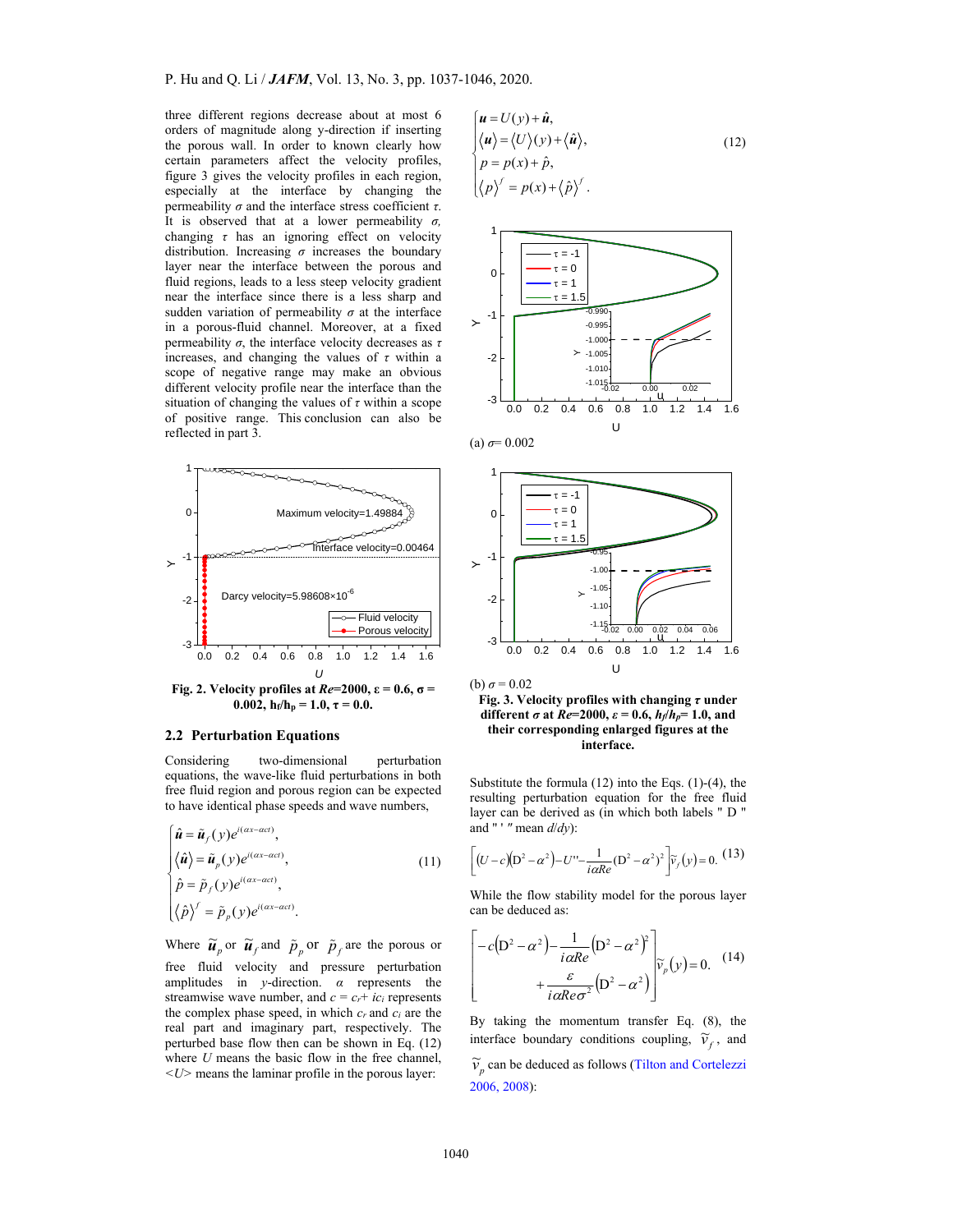three different regions decrease about at most 6 orders of magnitude along y-direction if inserting the porous wall. In order to known clearly how certain parameters affect the velocity profiles, figure 3 gives the velocity profiles in each region, especially at the interface by changing the permeability $\sigma$ and the interface stress coefficient $\tau$. It is observed that at a lower permeability $\sigma$, changing $\tau$ has an ignoring effect on velocity distribution. Increasing $\sigma$ increases the boundary layer near the interface between the porous and fluid regions, leads to a less steep velocity gradient near the interface since there is a less sharp and sudden variation of permeability $\sigma$ at the interface in a porous-fluid channel. Moreover, at a fixed permeability $\sigma$, the interface velocity decreases as $\tau$ increases, and changing the values of $\tau$ within a scope of negative range may make an obvious different velocity profile near the interface than the situation of changing the values of $\tau$ within a scope of positive range. This conclusion can also be reflected in part 3.

**Fig. 2. Velocity profiles at $Re$=2000, ε = 0.6, σ = 0.002, $h_f/h_p$ = 1.0, τ = 0.0.**

## 2.2 Perturbation Equations

Considering two-dimensional perturbation equations, the wave-like fluid perturbations in both free fluid region and porous region can be expected to have identical phase speeds and wave numbers,

$$\begin{cases} \hat{\boldsymbol{u}} = \tilde{\boldsymbol{u}}_f(y)e^{i(\alpha x - \alpha ct)}, \\ \langle \hat{\boldsymbol{u}} \rangle = \tilde{\boldsymbol{u}}_p(y)e^{i(\alpha x - \alpha ct)}, \\ \hat{p} = \tilde{p}_f(y)e^{i(\alpha x - \alpha ct)}, \\ \langle \hat{p} \rangle^f = \tilde{p}_p(y)e^{i(\alpha x - \alpha ct)}. \end{cases} \tag{11}$$

Where $\tilde{\boldsymbol{u}}_p$ or $\tilde{\boldsymbol{u}}_f$ and $\tilde{p}_p$ or $\tilde{p}_f$ are the porous or free fluid velocity and pressure perturbation amplitudes in $y$-direction. $\alpha$ represents the streamwise wave number, and $c = c_r + ic_i$ represents the complex phase speed, in which $c_r$ and $c_i$ are the real part and imaginary part, respectively. The perturbed base flow then can be shown in Eq. (12) where $U$ means the basic flow in the free channel, $<U>$ means the laminar profile in the porous layer:

$$\begin{cases} \boldsymbol{u} = U(y) + \hat{\boldsymbol{u}}, \\ \langle \boldsymbol{u} \rangle = \langle U \rangle (y) + \langle \hat{\boldsymbol{u}} \rangle, \\ p = p(x) + \hat{p}, \\ \langle p \rangle^f = p(x) + \langle \hat{p} \rangle^f. \end{cases} \tag{12}$$

(a) $\sigma$= 0.002

(b) $\sigma$ = 0.02

**Fig. 3. Velocity profiles with changing τ under different σ at $Re$=2000, ε = 0.6, $h_f/h_p$= 1.0, and their corresponding enlarged figures at the interface.**

Substitute the formula (12) into the Eqs. (1)-(4), the resulting perturbation equation for the free fluid layer can be derived as (in which both labels " D " and " ' " mean $d/dy$):

$$\left[ (U - c)(D^2 - \alpha^2) - U'' - \frac{1}{i\alpha Re}(D^2 - \alpha^2)^2 \right] \tilde{v}_f(y) = 0. \tag{13}$$

While the flow stability model for the porous layer can be deduced as:

$$\left[ \begin{array}{l} -c(D^2 - \alpha^2) - \dfrac{1}{i\alpha Re}(D^2 - \alpha^2)^2 \\ \quad + \dfrac{\varepsilon}{i\alpha Re \sigma^2}(D^2 - \alpha^2) \end{array} \right] \tilde{v}_p(y) = 0. \tag{14}$$

By taking the momentum transfer Eq. (8), the interface boundary conditions coupling, $\tilde{v}_f$, and $\tilde{v}_p$ can be deduced as follows (Tilton and Cortelezzi 2006, 2008):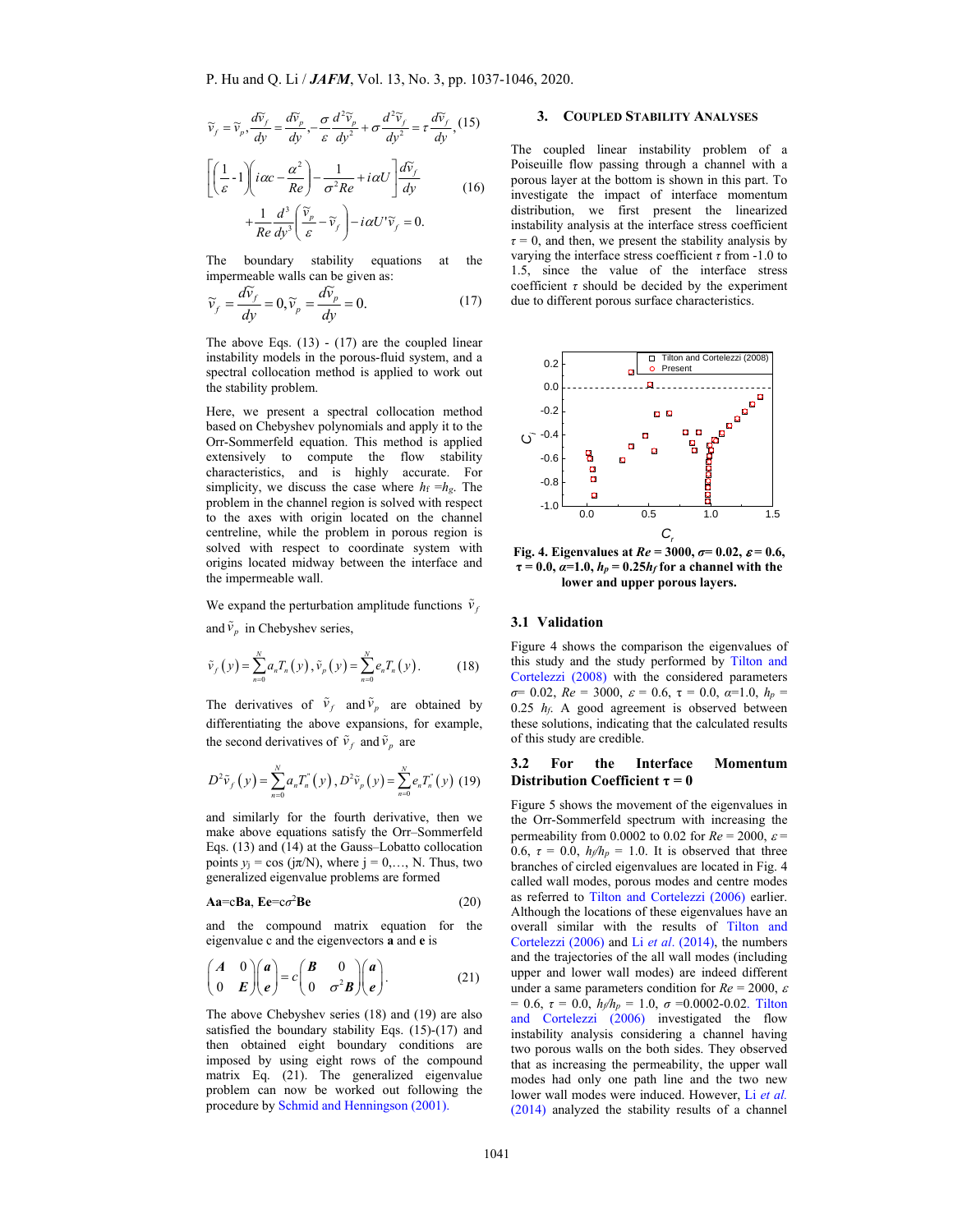$$\tilde{v}_f = \tilde{v}_p, \frac{d\tilde{v}_f}{dy} = \frac{d\tilde{v}_p}{dy}, -\frac{\sigma}{\varepsilon}\frac{d^2\tilde{v}_p}{dy^2} + \sigma\frac{d^2\tilde{v}_f}{dy^2} = \tau\frac{d\tilde{v}_f}{dy}, \quad (15)$$

$$\left[\left(\frac{1}{\varepsilon}-1\right)\left(i\alpha c - \frac{\alpha^2}{Re}\right) - \frac{1}{\sigma^2 Re} + i\alpha U\right]\frac{d\tilde{v}_f}{dy} + \frac{1}{Re}\frac{d^3}{dy^3}\left(\frac{\tilde{v}_p}{\varepsilon} - \tilde{v}_f\right) - i\alpha U'\tilde{v}_f = 0. \quad (16)$$

The boundary stability equations at the impermeable walls can be given as:

$$\tilde{v}_f = \frac{d\tilde{v}_f}{dy} = 0, \tilde{v}_p = \frac{d\tilde{v}_p}{dy} = 0. \quad (17)$$

The above Eqs. (13) - (17) are the coupled linear instability models in the porous-fluid system, and a spectral collocation method is applied to work out the stability problem.

Here, we present a spectral collocation method based on Chebyshev polynomials and apply it to the Orr-Sommerfeld equation. This method is applied extensively to compute the flow stability characteristics, and is highly accurate. For simplicity, we discuss the case where $h_f = h_g$. The problem in the channel region is solved with respect to the axes with origin located on the channel centreline, while the problem in porous region is solved with respect to coordinate system with origins located midway between the interface and the impermeable wall.

We expand the perturbation amplitude functions $\tilde{v}_f$ and $\tilde{v}_p$ in Chebyshev series,

$$\tilde{v}_f(y) = \sum_{n=0}^{N} a_n T_n(y), \tilde{v}_p(y) = \sum_{n=0}^{N} e_n T_n(y). \quad (18)$$

The derivatives of $\tilde{v}_f$ and $\tilde{v}_p$ are obtained by differentiating the above expansions, for example, the second derivatives of $\tilde{v}_f$ and $\tilde{v}_p$ are

$$D^2\tilde{v}_f(y) = \sum_{n=0}^{N} a_n T_n''(y), D^2\tilde{v}_p(y) = \sum_{n=0}^{N} e_n T_n''(y) \quad (19)$$

and similarly for the fourth derivative, then we make above equations satisfy the Orr–Sommerfeld Eqs. (13) and (14) at the Gauss–Lobatto collocation points $y_j = \cos(j\pi/N)$, where $j = 0, \ldots, N$. Thus, two generalized eigenvalue problems are formed

$$\mathbf{Aa} = c\mathbf{Ba}, \ \mathbf{Ee} = c\sigma^2\mathbf{Be} \quad (20)$$

and the compound matrix equation for the eigenvalue c and the eigenvectors **a** and **e** is

$$\begin{pmatrix} \boldsymbol{A} & 0 \\ 0 & \boldsymbol{E} \end{pmatrix}\begin{pmatrix} \boldsymbol{a} \\ \boldsymbol{e} \end{pmatrix} = c\begin{pmatrix} \boldsymbol{B} & 0 \\ 0 & \sigma^2\boldsymbol{B} \end{pmatrix}\begin{pmatrix} \boldsymbol{a} \\ \boldsymbol{e} \end{pmatrix}. \quad (21)$$

The above Chebyshev series (18) and (19) are also satisfied the boundary stability Eqs. (15)-(17) and then obtained eight boundary conditions are imposed by using eight rows of the compound matrix Eq. (21). The generalized eigenvalue problem can now be worked out following the procedure by Schmid and Henningson (2001).

## 3. Coupled Stability Analyses

The coupled linear instability problem of a Poiseuille flow passing through a channel with a porous layer at the bottom is shown in this part. To investigate the impact of interface momentum distribution, we first present the linearized instability analysis at the interface stress coefficient $\tau = 0$, and then, we present the stability analysis by varying the interface stress coefficient $\tau$ from -1.0 to 1.5, since the value of the interface stress coefficient $\tau$ should be decided by the experiment due to different porous surface characteristics.

**Fig. 4. Eigenvalues at $Re = 3000$, $\sigma = 0.02$, $\varepsilon = 0.6$, $\tau = 0.0$, $\alpha = 1.0$, $h_p = 0.25h_f$ for a channel with the lower and upper porous layers.**

### 3.1 Validation

Figure 4 shows the comparison the eigenvalues of this study and the study performed by Tilton and Cortelezzi (2008) with the considered parameters $\sigma = 0.02$, $Re = 3000$, $\varepsilon = 0.6$, $\tau = 0.0$, $\alpha = 1.0$, $h_p = 0.25\ h_f$. A good agreement is observed between these solutions, indicating that the calculated results of this study are credible.

### 3.2 For the Interface Momentum Distribution Coefficient τ = 0

Figure 5 shows the movement of the eigenvalues in the Orr-Sommerfeld spectrum with increasing the permeability from 0.0002 to 0.02 for $Re = 2000$, $\varepsilon = 0.6$, $\tau = 0.0$, $h_f/h_p = 1.0$. It is observed that three branches of circled eigenvalues are located in Fig. 4 called wall modes, porous modes and centre modes as referred to Tilton and Cortelezzi (2006) earlier. Although the locations of these eigenvalues have an overall similar with the results of Tilton and Cortelezzi (2006) and Li *et al*. (2014), the numbers and the trajectories of the all wall modes (including upper and lower wall modes) are indeed different under a same parameters condition for $Re = 2000$, $\varepsilon = 0.6$, $\tau = 0.0$, $h_f/h_p = 1.0$, $\sigma = 0.0002$-$0.02$. Tilton and Cortelezzi (2006) investigated the flow instability analysis considering a channel having two porous walls on the both sides. They observed that as increasing the permeability, the upper wall modes had only one path line and the two new lower wall modes were induced. However, Li *et al.* (2014) analyzed the stability results of a channel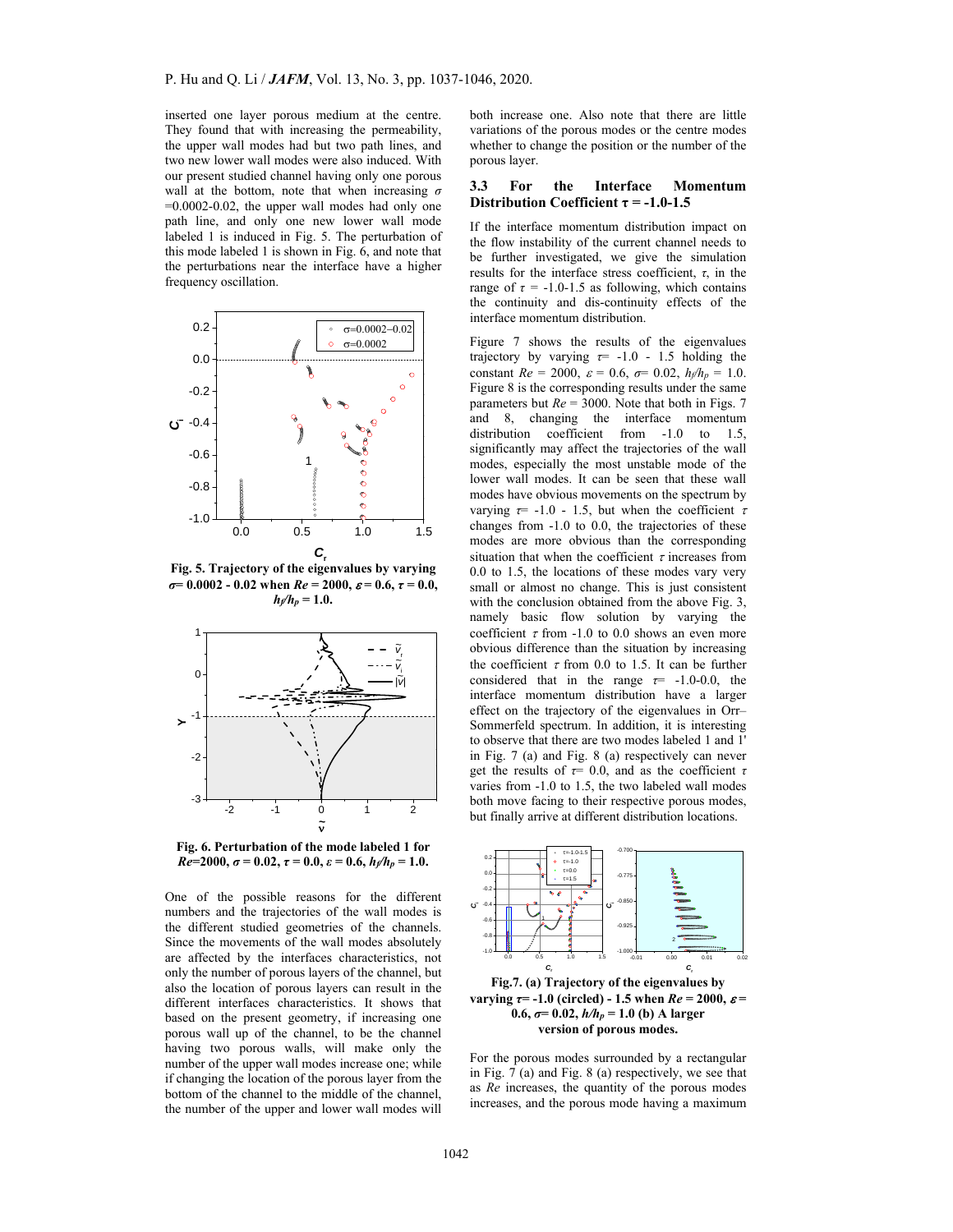inserted one layer porous medium at the centre. They found that with increasing the permeability, the upper wall modes had but two path lines, and two new lower wall modes were also induced. With our present studied channel having only one porous wall at the bottom, note that when increasing $\sigma$ =0.0002-0.02, the upper wall modes had only one path line, and only one new lower wall mode labeled 1 is induced in Fig. 5. The perturbation of this mode labeled 1 is shown in Fig. 6, and note that the perturbations near the interface have a higher frequency oscillation.

**Fig. 5. Trajectory of the eigenvalues by varying $\sigma$= 0.0002 - 0.02 when $Re$ = 2000, $\varepsilon$ = 0.6, $\tau$ = 0.0, $h_f/h_p$ = 1.0.**

**Fig. 6. Perturbation of the mode labeled 1 for $Re$=2000, $\sigma$ = 0.02, $\tau$ = 0.0, $\varepsilon$ = 0.6, $h_f/h_p$ = 1.0.**

One of the possible reasons for the different numbers and the trajectories of the wall modes is the different studied geometries of the channels. Since the movements of the wall modes absolutely are affected by the interfaces characteristics, not only the number of porous layers of the channel, but also the location of porous layers can result in the different interfaces characteristics. It shows that based on the present geometry, if increasing one porous wall up of the channel, to be the channel having two porous walls, will make only the number of the upper wall modes increase one; while if changing the location of the porous layer from the bottom of the channel to the middle of the channel, the number of the upper and lower wall modes will both increase one. Also note that there are little variations of the porous modes or the centre modes whether to change the position or the number of the porous layer.

### 3.3 For the Interface Momentum Distribution Coefficient $\tau$ = -1.0-1.5

If the interface momentum distribution impact on the flow instability of the current channel needs to be further investigated, we give the simulation results for the interface stress coefficient, $\tau$, in the range of $\tau$ = -1.0-1.5 as following, which contains the continuity and dis-continuity effects of the interface momentum distribution.

Figure 7 shows the results of the eigenvalues trajectory by varying $\tau$= -1.0 - 1.5 holding the constant $Re$ = 2000, $\varepsilon$ = 0.6, $\sigma$= 0.02, $h_f/h_p$ = 1.0. Figure 8 is the corresponding results under the same parameters but $Re$ = 3000. Note that both in Figs. 7 and 8, changing the interface momentum distribution coefficient from -1.0 to 1.5, significantly may affect the trajectories of the wall modes, especially the most unstable mode of the lower wall modes. It can be seen that these wall modes have obvious movements on the spectrum by varying $\tau$= -1.0 - 1.5, but when the coefficient $\tau$ changes from -1.0 to 0.0, the trajectories of these modes are more obvious than the corresponding situation that when the coefficient $\tau$ increases from 0.0 to 1.5, the locations of these modes vary very small or almost no change. This is just consistent with the conclusion obtained from the above Fig. 3, namely basic flow solution by varying the coefficient $\tau$ from -1.0 to 0.0 shows an even more obvious difference than the situation by increasing the coefficient $\tau$ from 0.0 to 1.5. It can be further considered that in the range $\tau$= -1.0-0.0, the interface momentum distribution have a larger effect on the trajectory of the eigenvalues in Orr–Sommerfeld spectrum. In addition, it is interesting to observe that there are two modes labeled 1 and 1' in Fig. 7 (a) and Fig. 8 (a) respectively can never get the results of $\tau$= 0.0, and as the coefficient $\tau$ varies from -1.0 to 1.5, the two labeled wall modes both move facing to their respective porous modes, but finally arrive at different distribution locations.

**Fig.7. (a) Trajectory of the eigenvalues by varying $\tau$= -1.0 (circled) - 1.5 when $Re$ = 2000, $\varepsilon$ = 0.6, $\sigma$= 0.02, $h/h_p$ = 1.0 (b) A larger version of porous modes.**

For the porous modes surrounded by a rectangular in Fig. 7 (a) and Fig. 8 (a) respectively, we see that as $Re$ increases, the quantity of the porous modes increases, and the porous mode having a maximum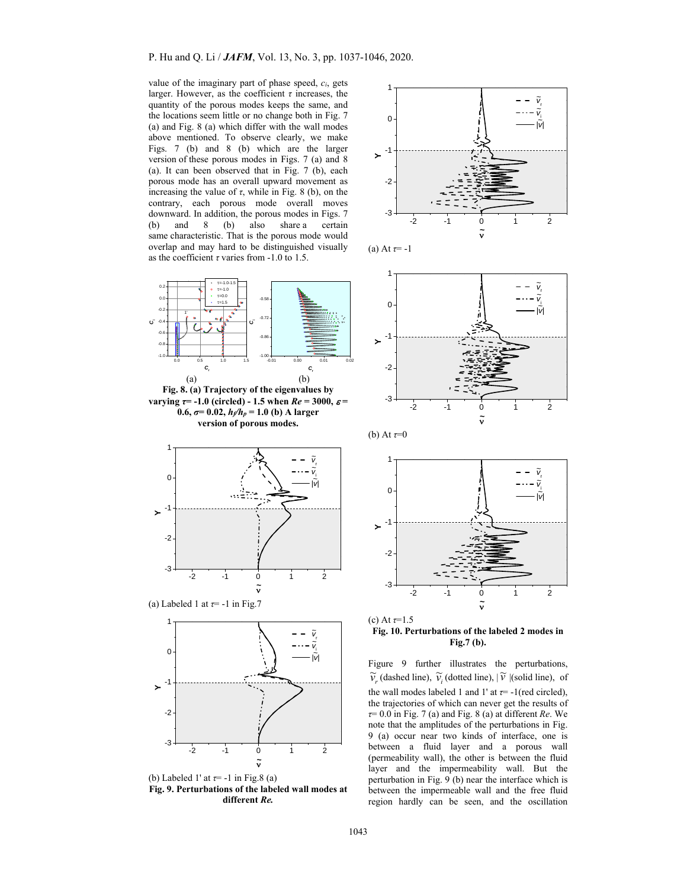value of the imaginary part of phase speed, $c_i$, gets larger. However, as the coefficient $\tau$ increases, the quantity of the porous modes keeps the same, and the locations seem little or no change both in Fig. 7 (a) and Fig. 8 (a) which differ with the wall modes above mentioned. To observe clearly, we make Figs. 7 (b) and 8 (b) which are the larger version of these porous modes in Figs. 7 (a) and 8 (a). It can been observed that in Fig. 7 (b), each porous mode has an overall upward movement as increasing the value of $\tau$, while in Fig. 8 (b), on the contrary, each porous mode overall moves downward. In addition, the porous modes in Figs. 7 (b) and 8 (b) also share a certain same characteristic. That is the porous mode would overlap and may hard to be distinguished visually as the coefficient $\tau$ varies from -1.0 to 1.5.

**Fig. 8. (a) Trajectory of the eigenvalues by varying $\tau$= -1.0 (circled) - 1.5 when $Re$ = 3000, $\varepsilon$ = 0.6, $\sigma$= 0.02, $h_f/h_p$ = 1.0 (b) A larger version of porous modes.**

(a) Labeled 1 at $\tau$= -1 in Fig.7

(b) Labeled 1' at $\tau$= -1 in Fig.8 (a)

**Fig. 9. Perturbations of the labeled wall modes at different $Re$.**

(a) At $\tau$= -1

(b) At $\tau$=0

(c) At $\tau$=1.5

**Fig. 10. Perturbations of the labeled 2 modes in Fig.7 (b).**

Figure 9 further illustrates the perturbations, $\tilde{v}_r$ (dashed line), $\tilde{v}_i$ (dotted line), $|\tilde{v}|$ (solid line), of the wall modes labeled 1 and 1' at $\tau$= -1(red circled), the trajectories of which can never get the results of $\tau$= 0.0 in Fig. 7 (a) and Fig. 8 (a) at different $Re$. We note that the amplitudes of the perturbations in Fig. 9 (a) occur near two kinds of interface, one is between a fluid layer and a porous wall (permeability wall), the other is between the fluid layer and the impermeability wall. But the perturbation in Fig. 9 (b) near the interface which is between the impermeable wall and the free fluid region hardly can be seen, and the oscillation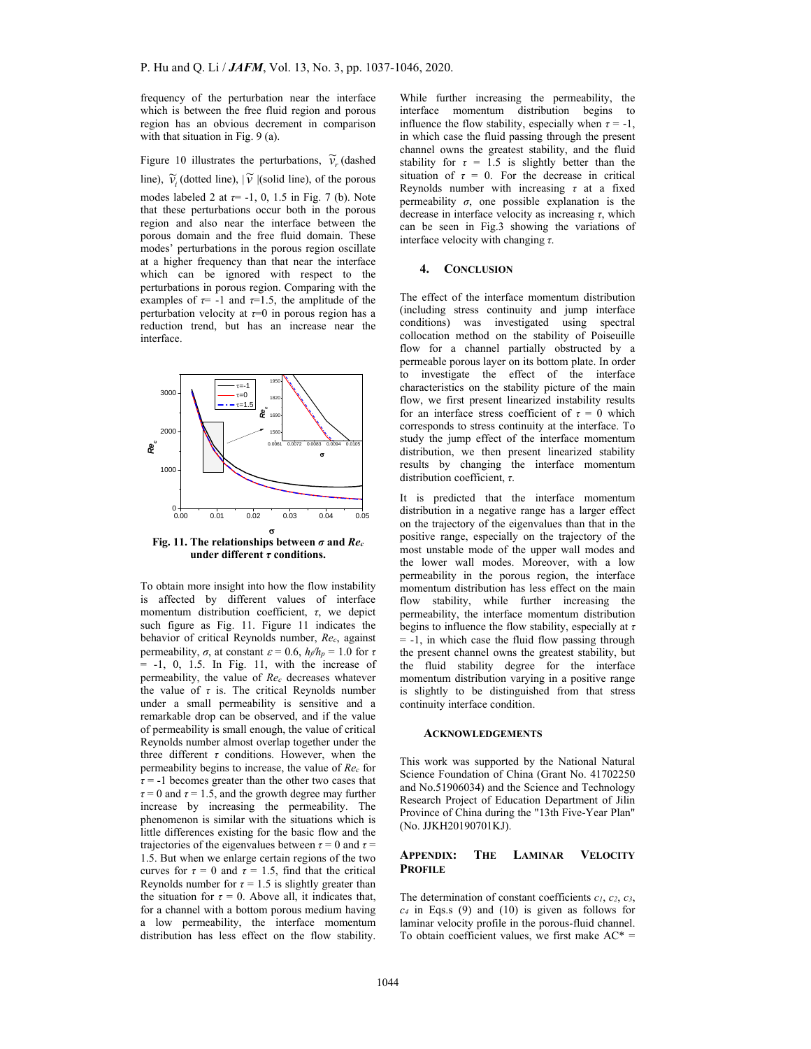frequency of the perturbation near the interface which is between the free fluid region and porous region has an obvious decrement in comparison with that situation in Fig. 9 (a).

Figure 10 illustrates the perturbations, $\widetilde{v}_r$ (dashed line), $\widetilde{v}_i$ (dotted line), $|\widetilde{v}|$ (solid line), of the porous modes labeled 2 at $\tau$= -1, 0, 1.5 in Fig. 7 (b). Note that these perturbations occur both in the porous region and also near the interface between the porous domain and the free fluid domain. These modes' perturbations in the porous region oscillate at a higher frequency than that near the interface which can be ignored with respect to the perturbations in porous region. Comparing with the examples of $\tau$= -1 and $\tau$=1.5, the amplitude of the perturbation velocity at $\tau$=0 in porous region has a reduction trend, but has an increase near the interface.

**Fig. 11. The relationships between $\sigma$ and $Re_c$ under different $\tau$ conditions.**

To obtain more insight into how the flow instability is affected by different values of interface momentum distribution coefficient, $\tau$, we depict such figure as Fig. 11. Figure 11 indicates the behavior of critical Reynolds number, $Re_c$, against permeability, $\sigma$, at constant $\varepsilon$ = 0.6, $h_f/h_p$ = 1.0 for $\tau$ = -1, 0, 1.5. In Fig. 11, with the increase of permeability, the value of $Re_c$ decreases whatever the value of $\tau$ is. The critical Reynolds number under a small permeability is sensitive and a remarkable drop can be observed, and if the value of permeability is small enough, the value of critical Reynolds number almost overlap together under the three different $\tau$ conditions. However, when the permeability begins to increase, the value of $Re_c$ for $\tau$ = -1 becomes greater than the other two cases that $\tau$ = 0 and $\tau$ = 1.5, and the growth degree may further increase by increasing the permeability. The phenomenon is similar with the situations which is little differences existing for the basic flow and the trajectories of the eigenvalues between $\tau$ = 0 and $\tau$ = 1.5. But when we enlarge certain regions of the two curves for $\tau$ = 0 and $\tau$ = 1.5, find that the critical Reynolds number for $\tau$ = 1.5 is slightly greater than the situation for $\tau$ = 0. Above all, it indicates that, for a channel with a bottom porous medium having a low permeability, the interface momentum distribution has less effect on the flow stability. While further increasing the permeability, the interface momentum distribution begins to influence the flow stability, especially when $\tau$ = -1, in which case the fluid passing through the present channel owns the greatest stability, and the fluid stability for $\tau$ = 1.5 is slightly better than the situation of $\tau$ = 0. For the decrease in critical Reynolds number with increasing $\tau$ at a fixed permeability $\sigma$, one possible explanation is the decrease in interface velocity as increasing $\tau$, which can be seen in Fig.3 showing the variations of interface velocity with changing $\tau$.

## 4. CONCLUSION

The effect of the interface momentum distribution (including stress continuity and jump interface conditions) was investigated using spectral collocation method on the stability of Poiseuille flow for a channel partially obstructed by a permeable porous layer on its bottom plate. In order to investigate the effect of the interface characteristics on the stability picture of the main flow, we first present linearized instability results for an interface stress coefficient of $\tau$ = 0 which corresponds to stress continuity at the interface. To study the jump effect of the interface momentum distribution, we then present linearized stability results by changing the interface momentum distribution coefficient, $\tau$.

It is predicted that the interface momentum distribution in a negative range has a larger effect on the trajectory of the eigenvalues than that in the positive range, especially on the trajectory of the most unstable mode of the upper wall modes and the lower wall modes. Moreover, with a low permeability in the porous region, the interface momentum distribution has less effect on the main flow stability, while further increasing the permeability, the interface momentum distribution begins to influence the flow stability, especially at $\tau$ = -1, in which case the fluid flow passing through the present channel owns the greatest stability, but the fluid stability degree for the interface momentum distribution varying in a positive range is slightly to be distinguished from that stress continuity interface condition.

### ACKNOWLEDGEMENTS

This work was supported by the National Natural Science Foundation of China (Grant No. 41702250 and No.51906034) and the Science and Technology Research Project of Education Department of Jilin Province of China during the "13th Five-Year Plan" (No. JJKH20190701KJ).

## APPENDIX: THE LAMINAR VELOCITY PROFILE

The determination of constant coefficients $c_1$, $c_2$, $c_3$, $c_4$ in Eqs.s (9) and (10) is given as follows for laminar velocity profile in the porous-fluid channel. To obtain coefficient values, we first make AC* =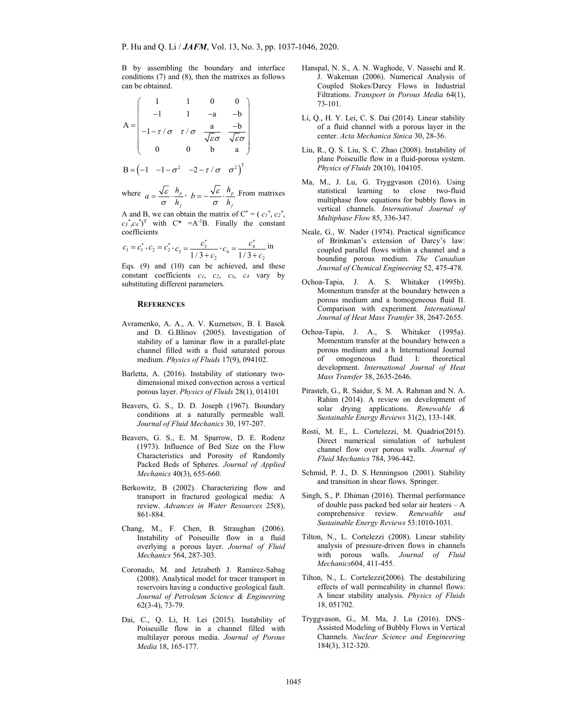B by assembling the boundary and interface conditions (7) and (8), then the matrixes as follows can be obtained.

$$\mathrm{A}=\begin{pmatrix} 1 & 1 & 0 & 0 \\ -1 & 1 & -\mathrm{a} & -\mathrm{b} \\ -1-\tau/\sigma & \tau/\sigma & \dfrac{\mathrm{a}}{\sqrt{\varepsilon}\sigma} & \dfrac{-\mathrm{b}}{\sqrt{\varepsilon}\sigma} \\ 0 & 0 & \mathrm{b} & \mathrm{a} \end{pmatrix}$$

$$\mathrm{B}=\begin{pmatrix} -1 & -1-\sigma^2 & -2-\tau/\sigma & \sigma^2 \end{pmatrix}^{\mathrm{T}}$$

where $a=\dfrac{\sqrt{\varepsilon}}{\sigma}\cdot\dfrac{h_p}{h_f}$, $b=-\dfrac{\sqrt{\varepsilon}}{\sigma}\cdot\dfrac{h_p}{h_f}$. From matrixes A and B, we can obtain the matrix of $C^* = (c_1^*, c_2^*, c_3^*, c_4^*)^{\mathrm{T}}$ with $C^* = A^{-1}B$. Finally the constant coefficients

$c_1 = c_1^*, c_2 = c_2^*, c_3 = \dfrac{c_3^*}{1/3+c_2}, c_4 = \dfrac{c_4^*}{1/3+c_2}$ in

Eqs. (9) and (10) can be achieved, and these constant coefficients $c_1$, $c_2$, $c_3$, $c_4$ vary by substituting different parameters.

## References

Avramenko, A. A., A. V. Kuznetsov, B. I. Basok and D. G.Blinov (2005). Investigation of stability of a laminar flow in a parallel-plate channel filled with a fluid saturated porous medium. *Physics of Fluids* 17(9), 094102.

Barletta, A. (2016). Instability of stationary two-dimensional mixed convection across a vertical porous layer. *Physics of Fluids* 28(1), 014101

Beavers, G. S., D. D. Joseph (1967). Boundary conditions at a naturally permeable wall. *Journal of Fluid Mechanics* 30, 197-207.

Beavers, G. S., E. M. Sparrow, D. E. Rodenz (1973). Influence of Bed Size on the Flow Characteristics and Porosity of Randomly Packed Beds of Spheres. *Journal of Applied Mechanics* 40(3), 655-660.

Berkowitz, B (2002). Characterizing flow and transport in fractured geological media: A review. *Advances in Water Resources* 25(8), 861-884.

Chang, M., F. Chen, B. Straughan (2006). Instability of Poiseuille flow in a fluid overlying a porous layer. *Journal of Fluid Mechanics* 564, 287-303.

Coronado, M. and Jetzabeth J. Ramírez-Sabag (2008). Analytical model for tracer transport in reservoirs having a conductive geological fault. *Journal of Petroleum Science & Engineering* 62(3-4), 73-79.

Dai, C., Q. Li, H. Lei (2015). Instability of Poiseuille flow in a channel filled with multilayer porous media. *Journal of Porous Media* 18, 165-177.

Hanspal, N. S., A. N. Waghode, V. Nassehi and R. J. Wakeman (2006). Numerical Analysis of Coupled Stokes/Darcy Flows in Industrial Filtrations. *Transport in Porous Media* 64(1), 73-101.

Li, Q., H. Y. Lei, C. S. Dai (2014). Linear stability of a fluid channel with a porous layer in the center. *Acta Mechanica Sinica* 30, 28-36.

Liu, R., Q. S. Liu, S. C. Zhao (2008). Instability of plane Poiseuille flow in a fluid-porous system. *Physics of Fluids* 20(10), 104105.

Ma, M., J. Lu, G. Tryggvason (2016). Using statistical learning to close two-fluid multiphase flow equations for bubbly flows in vertical channels. *International Journal of Multiphase Flow* 85, 336-347.

Neale, G., W. Nader (1974). Practical significance of Brinkman's extension of Darcy's law: coupled parallel flows within a channel and a bounding porous medium. *The Canadian Journal of Chemical Engineering* 52, 475-478.

Ochoa-Tapia, J. A. S. Whitaker (1995b). Momentum transfer at the boundary between a porous medium and a homogeneous fluid II. Comparison with experiment. *International Journal of Heat Mass Transfer* 38, 2647-2655.

Ochoa-Tapia, J. A., S. Whitaker (1995a). Momentum transfer at the boundary between a porous medium and a h International Journal of omogeneous fluid I: theoretical development. *International Journal of Heat Mass Transfer* 38, 2635-2646.

Pirasteh, G., R. Saidur, S. M. A. Rahman and N. A. Rahim (2014). A review on development of solar drying applications. *Renewable & Sustainable Energy Reviews* 31(2), 133-148.

Rosti, M. E., L. Cortelezzi, M. Quadrio(2015). Direct numerical simulation of turbulent channel flow over porous walls. *Journal of Fluid Mechanics* 784, 396-442.

Schmid, P. J., D. S. Henningson (2001). Stability and transition in shear flows. Springer.

Singh, S., P. Dhiman (2016). Thermal performance of double pass packed bed solar air heaters – A comprehensive review. *Renewable and Sustainable Energy Reviews* 53:1010-1031.

Tilton, N., L. Cortelezzi (2008). Linear stability analysis of pressure-driven flows in channels with porous walls. *Journal of Fluid Mechanics*604, 411-455.

Tilton, N., L. Cortelezzi(2006). The destabilizing effects of wall permeability in channel flows: A linear stability analysis. *Physics of Fluids* 18, 051702.

Tryggvason, G., M. Ma, J. Lu (2016). DNS–Assisted Modeling of Bubbly Flows in Vertical Channels. *Nuclear Science and Engineering* 184(3), 312-320.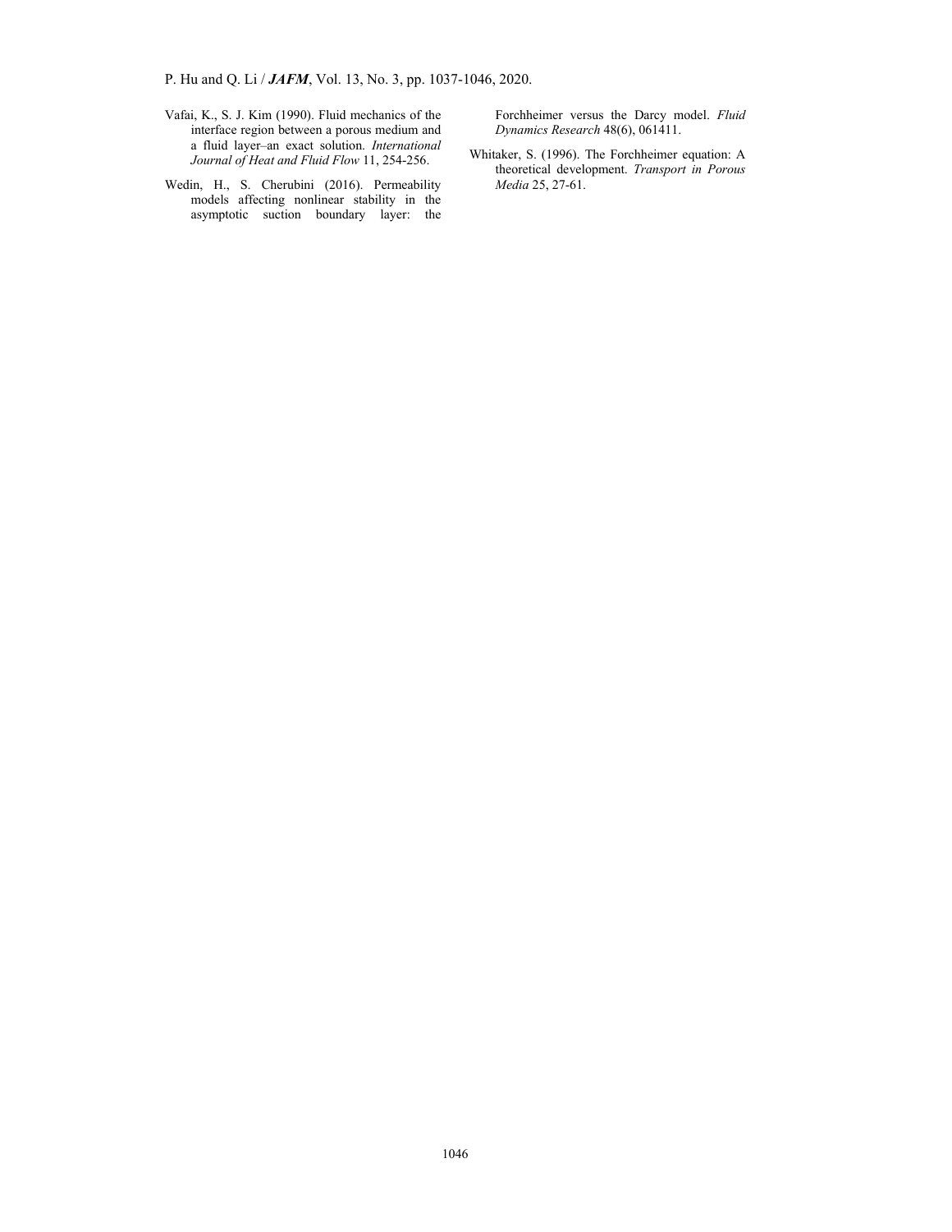Vafai, K., S. J. Kim (1990). Fluid mechanics of the interface region between a porous medium and a fluid layer–an exact solution. *International Journal of Heat and Fluid Flow* 11, 254-256.

Wedin, H., S. Cherubini (2016). Permeability models affecting nonlinear stability in the asymptotic suction boundary layer: the Forchheimer versus the Darcy model. *Fluid Dynamics Research* 48(6), 061411.

Whitaker, S. (1996). The Forchheimer equation: A theoretical development. *Transport in Porous Media* 25, 27-61.